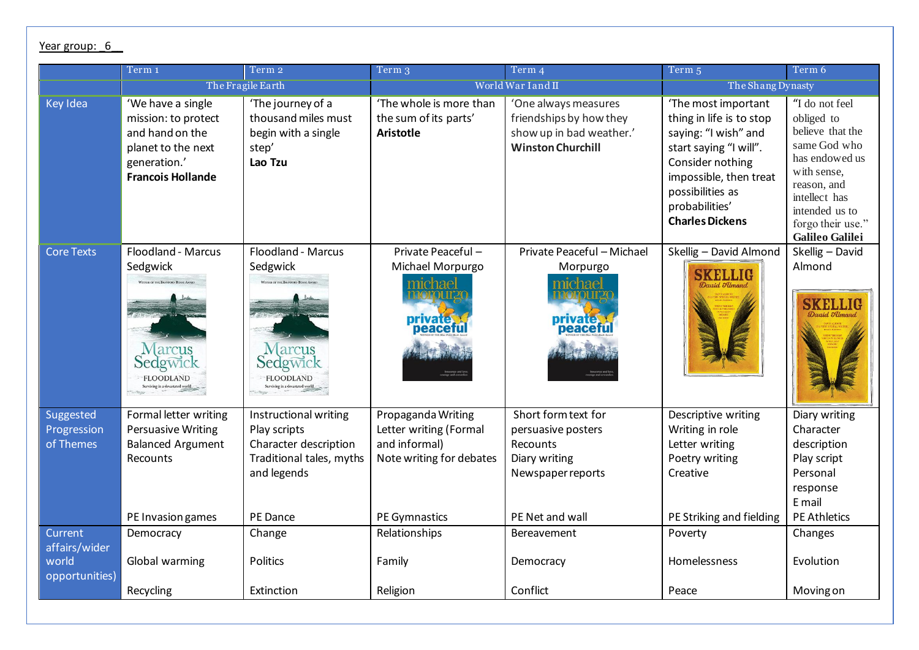Year group: _6__

| | Term 1 | Term 2 | Term 3 | Term 4 | Term 5 | Term 6 |
|---|---|---|---|---|---|---|
| | The Fragile Earth | | World War I and II | | The Shang Dynasty | |
| Key Idea | 'We have a single mission: to protect and hand on the planet to the next generation.' **Francois Hollande** | 'The journey of a thousand miles must begin with a single step' **Lao Tzu** | 'The whole is more than the sum of its parts' **Aristotle** | 'One always measures friendships by how they show up in bad weather.' **Winston Churchill** | 'The most important thing in life is to stop saying: "I wish" and start saying "I will". Consider nothing impossible, then treat possibilities as probabilities' **Charles Dickens** | "I do not feel obliged to believe that the same God who has endowed us with sense, reason, and intellect has intended us to forgo their use." **Galileo Galilei** |
| Core Texts | Floodland - Marcus Sedgwick | Floodland - Marcus Sedgwick | Private Peaceful – Michael Morpurgo | Private Peaceful – Michael Morpurgo | Skellig – David Almond | Skellig – David Almond |
| Suggested Progression of Themes | Formal letter writing<br>Persuasive Writing<br>Balanced Argument<br>Recounts<br><br>PE Invasion games | Instructional writing<br>Play scripts<br>Character description<br>Traditional tales, myths and legends<br><br>PE Dance | Propaganda Writing<br>Letter writing (Formal and informal)<br>Note writing for debates<br><br>PE Gymnastics | Short form text for persuasive posters<br>Recounts<br>Diary writing<br>Newspaper reports<br><br>PE Net and wall | Descriptive writing<br>Writing in role<br>Letter writing<br>Poetry writing<br>Creative<br><br>PE Striking and fielding | Diary writing<br>Character description<br>Play script<br>Personal response<br>E mail<br>PE Athletics |
| Current affairs/wider world opportunities) | Democracy<br><br>Global warming<br><br>Recycling | Change<br><br>Politics<br><br>Extinction | Relationships<br><br>Family<br><br>Religion | Bereavement<br><br>Democracy<br><br>Conflict | Poverty<br><br>Homelessness<br><br>Peace | Changes<br><br>Evolution<br><br>Moving on |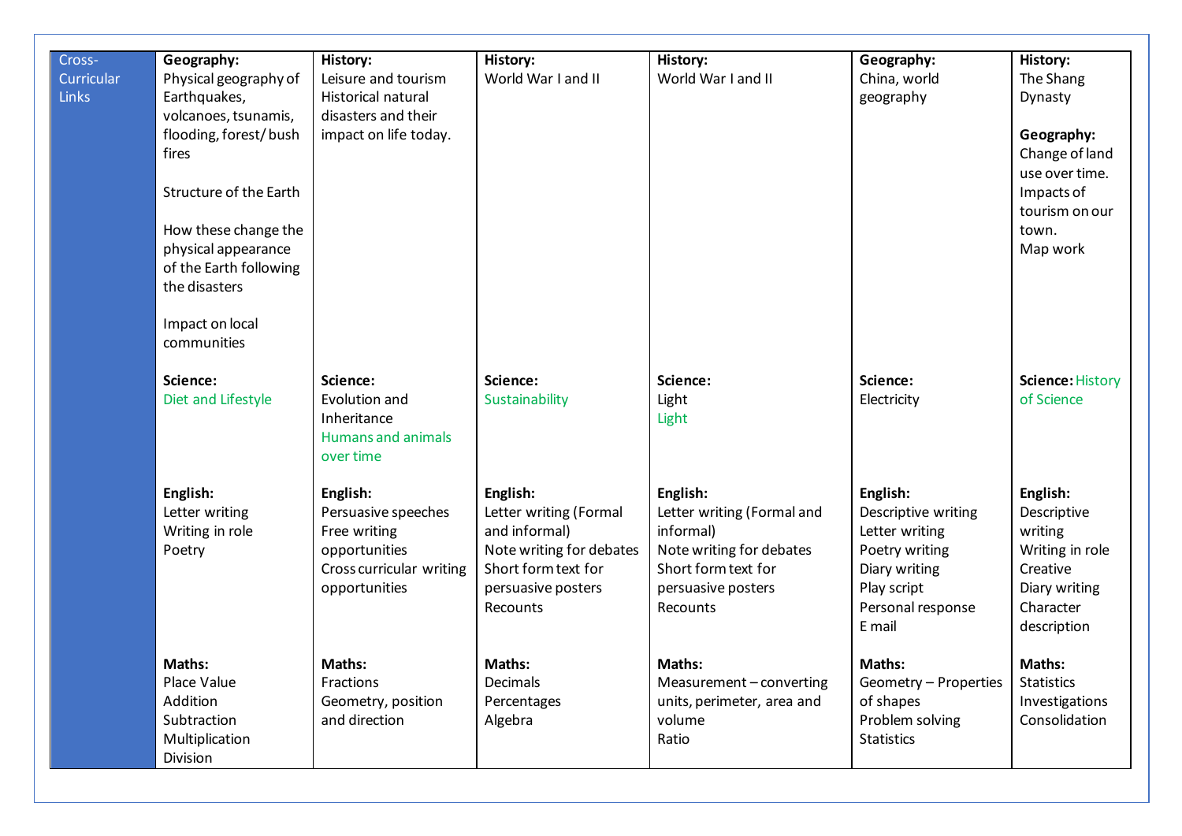| Cross-Curricular Links | **Geography:**<br>Physical geography of Earthquakes, volcanoes, tsunamis, flooding, forest/ bush fires<br><br>Structure of the Earth<br><br>How these change the physical appearance of the Earth following the disasters<br><br>Impact on local communities<br><br>**Science:**<br>Diet and Lifestyle<br><br>**English:**<br>Letter writing<br>Writing in role<br>Poetry<br><br>**Maths:**<br>Place Value<br>Addition<br>Subtraction<br>Multiplication<br>Division | **History:**<br>Leisure and tourism<br>Historical natural disasters and their impact on life today.<br><br>**Science:**<br>Evolution and Inheritance<br>Humans and animals over time<br><br>**English:**<br>Persuasive speeches<br>Free writing opportunities<br>Cross curricular writing opportunities<br><br>**Maths:**<br>Fractions<br>Geometry, position and direction | **History:**<br>World War I and II<br><br>**Science:**<br>Sustainability<br><br>**English:**<br>Letter writing (Formal and informal)<br>Note writing for debates<br>Short form text for persuasive posters<br>Recounts<br><br>**Maths:**<br>Decimals<br>Percentages<br>Algebra | **History:**<br>World War I and II<br><br>**Science:**<br>Light<br>Light<br><br>**English:**<br>Letter writing (Formal and informal)<br>Note writing for debates<br>Short form text for persuasive posters<br>Recounts<br><br>**Maths:**<br>Measurement – converting units, perimeter, area and volume<br>Ratio | **Geography:**<br>China, world geography<br><br>**Science:**<br>Electricity<br><br>**English:**<br>Descriptive writing<br>Letter writing<br>Poetry writing<br>Diary writing<br>Play script<br>Personal response<br>E mail<br><br>**Maths:**<br>Geometry – Properties of shapes<br>Problem solving<br>Statistics | **History:**<br>The Shang Dynasty<br><br>**Geography:**<br>Change of land use over time.<br>Impacts of tourism on our town.<br>Map work<br><br>**Science:** History of Science<br><br>**English:**<br>Descriptive writing<br>Writing in role<br>Creative<br>Diary writing<br>Character description<br><br>**Maths:**<br>Statistics<br>Investigations<br>Consolidation |
|---|---|---|---|---|---|---|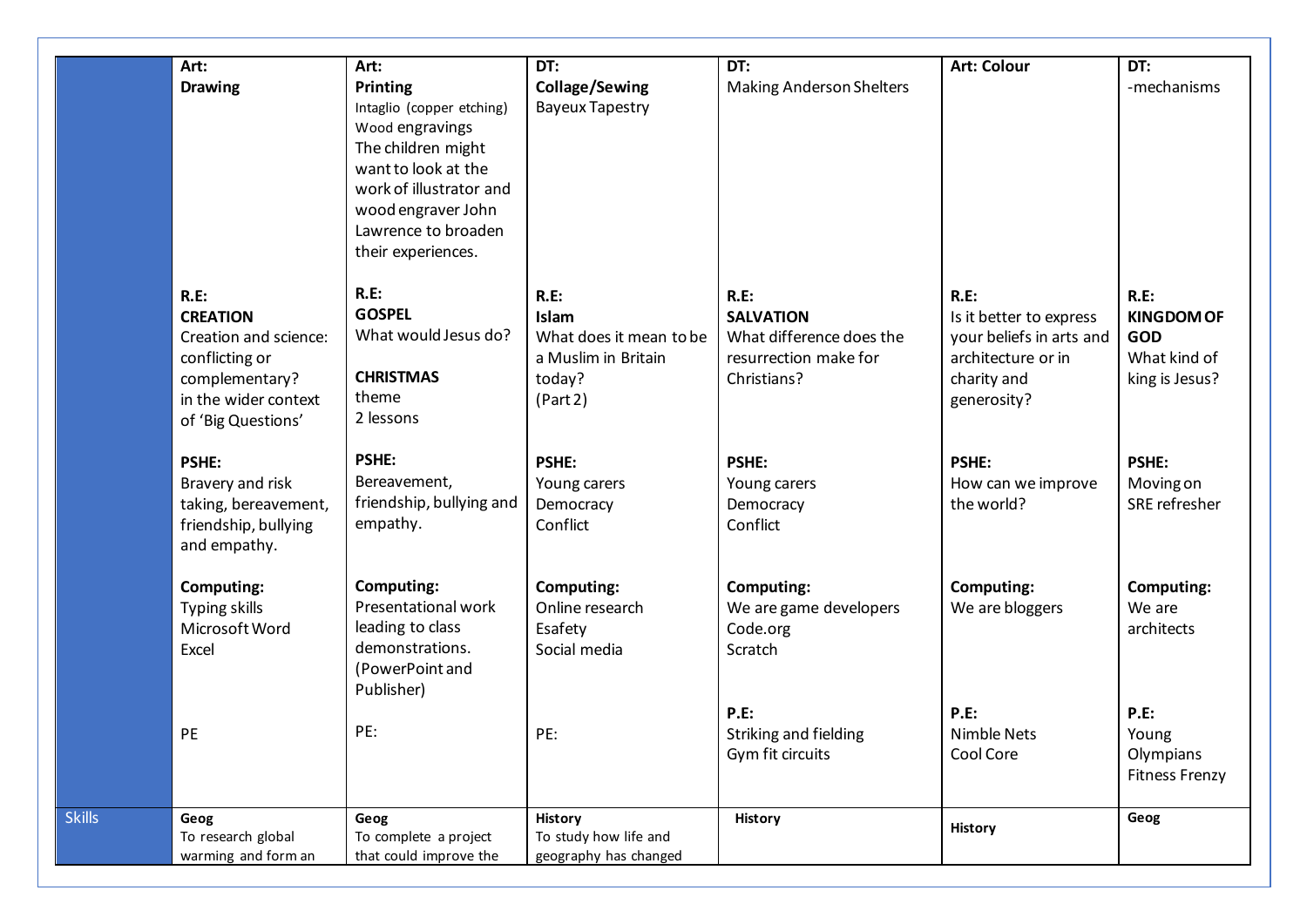| | | | | | | |
|---|---|---|---|---|---|---|
| | **Art:**<br>**Drawing** | **Art:**<br>**Printing**<br>Intaglio (copper etching)<br>Wood engravings<br>The children might want to look at the work of illustrator and wood engraver John Lawrence to broaden their experiences. | **DT:**<br>**Collage/Sewing**<br>Bayeux Tapestry | **DT:**<br>Making Anderson Shelters | **Art: Colour** | **DT:**<br>-mechanisms |
| | **R.E:**<br>**CREATION**<br>Creation and science: conflicting or complementary?<br>in the wider context of 'Big Questions' | **R.E:**<br>**GOSPEL**<br>What would Jesus do?<br><br>**CHRISTMAS**<br>theme<br>2 lessons | **R.E:**<br>**Islam**<br>What does it mean to be a Muslim in Britain today?<br>(Part 2) | **R.E:**<br>**SALVATION**<br>What difference does the resurrection make for Christians? | **R.E:**<br>Is it better to express your beliefs in arts and architecture or in charity and generosity? | **R.E:**<br>**KINGDOM OF GOD**<br>What kind of king is Jesus? |
| | **PSHE:**<br>Bravery and risk taking, bereavement, friendship, bullying and empathy. | **PSHE:**<br>Bereavement, friendship, bullying and empathy. | **PSHE:**<br>Young carers<br>Democracy<br>Conflict | **PSHE:**<br>Young carers<br>Democracy<br>Conflict | **PSHE:**<br>How can we improve the world? | **PSHE:**<br>Moving on<br>SRE refresher |
| | **Computing:**<br>Typing skills<br>Microsoft Word<br>Excel | **Computing:**<br>Presentational work leading to class demonstrations.<br>(PowerPoint and Publisher) | **Computing:**<br>Online research<br>Esafety<br>Social media | **Computing:**<br>We are game developers<br>Code.org<br>Scratch | **Computing:**<br>We are bloggers | **Computing:**<br>We are architects |
| | PE | PE: | PE: | **P.E:**<br>Striking and fielding<br>Gym fit circuits | **P.E:**<br>Nimble Nets<br>Cool Core | **P.E:**<br>Young Olympians<br>Fitness Frenzy |
| Skills | **Geog**<br>To research global warming and form an | **Geog**<br>To complete a project that could improve the | **History**<br>To study how life and geography has changed | **History** | **History** | **Geog** |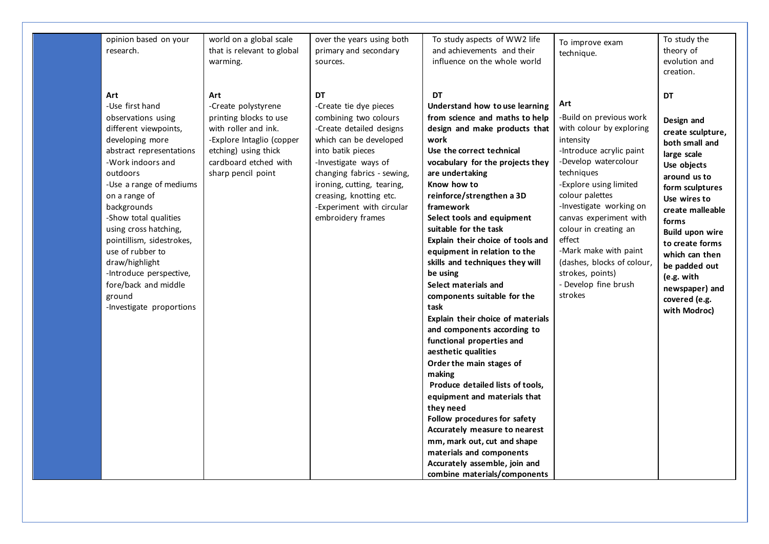| | | | | | | |
|---|---|---|---|---|---|---|
| | opinion based on your research.<br><br>**Art**<br>-Use first hand observations using different viewpoints, developing more abstract representations<br>-Work indoors and outdoors<br>-Use a range of mediums on a range of backgrounds<br>-Show total qualities using cross hatching, pointillism, sidestrokes, use of rubber to draw/highlight<br>-Introduce perspective, fore/back and middle ground<br>-Investigate proportions | world on a global scale that is relevant to global warming.<br><br>**Art**<br>-Create polystyrene printing blocks to use with roller and ink.<br>-Explore Intaglio (copper etching) using thick cardboard etched with sharp pencil point | over the years using both primary and secondary sources.<br><br>**DT**<br>-Create tie dye pieces combining two colours<br>-Create detailed designs which can be developed into batik pieces<br>-Investigate ways of changing fabrics - sewing, ironing, cutting, tearing, creasing, knotting etc.<br>-Experiment with circular embroidery frames | To study aspects of WW2 life and achievements and their influence on the whole world<br><br>**DT**<br>**Understand how to use learning from science and maths to help design and make products that work**<br>**Use the correct technical vocabulary for the projects they are undertaking**<br>**Know how to reinforce/strengthen a 3D framework**<br>**Select tools and equipment suitable for the task**<br>**Explain their choice of tools and equipment in relation to the skills and techniques they will be using**<br>**Select materials and components suitable for the task**<br>**Explain their choice of materials and components according to functional properties and aesthetic qualities**<br>**Order the main stages of making**<br>**Produce detailed lists of tools, equipment and materials that they need**<br>**Follow procedures for safety**<br>**Accurately measure to nearest mm, mark out, cut and shape materials and components**<br>**Accurately assemble, join and combine materials/components** | To improve exam technique.<br><br>**Art**<br>-Build on previous work with colour by exploring intensity<br>-Introduce acrylic paint<br>-Develop watercolour techniques<br>-Explore using limited colour palettes<br>-Investigate working on canvas experiment with colour in creating an effect<br>-Mark make with paint (dashes, blocks of colour, strokes, points)<br>- Develop fine brush strokes | To study the theory of evolution and creation.<br><br>**DT**<br><br>**Design and create sculpture, both small and large scale**<br>**Use objects around us to form sculptures**<br>**Use wires to create malleable forms**<br>**Build upon wire to create forms which can then be padded out (e.g. with newspaper) and covered (e.g. with Modroc)** |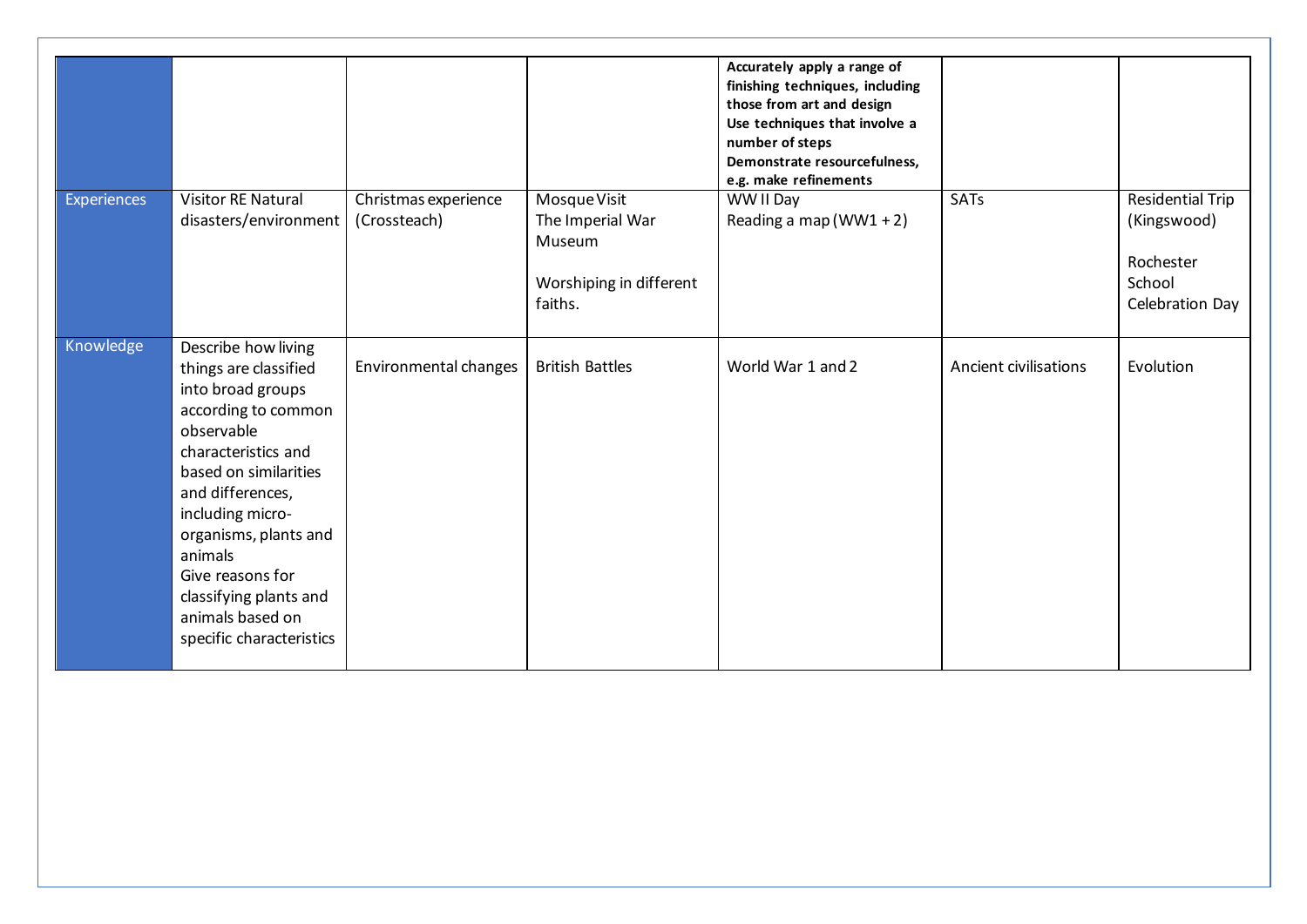| | | | | | | |
|---|---|---|---|---|---|---|
| | | | | **Accurately apply a range of finishing techniques, including those from art and design**<br>**Use techniques that involve a number of steps**<br>**Demonstrate resourcefulness, e.g. make refinements** | | |
| Experiences | Visitor RE Natural disasters/environment | Christmas experience (Crossteach) | Mosque Visit<br>The Imperial War Museum<br><br>Worshiping in different faiths. | WW II Day<br>Reading a map (WW1 + 2) | SATs | Residential Trip (Kingswood)<br><br>Rochester School Celebration Day |
| Knowledge | Describe how living things are classified into broad groups according to common observable characteristics and based on similarities and differences, including micro-organisms, plants and animals<br>Give reasons for classifying plants and animals based on specific characteristics | Environmental changes | British Battles | World War 1 and 2 | Ancient civilisations | Evolution |